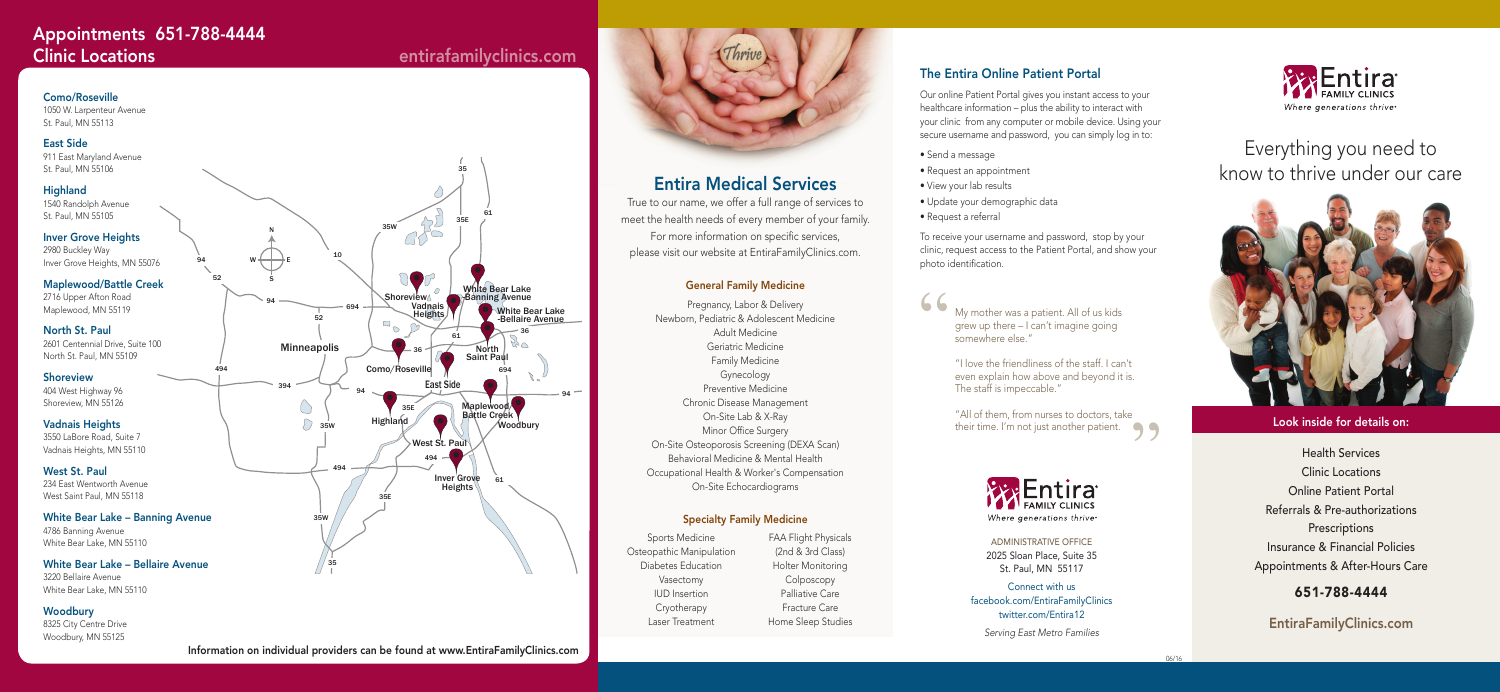# Appointments 651-788-4444

## Clinic Locations

entirafamilyclinics.com

**Como/Roseville**
1050 W. Larpenteur Avenue
St. Paul, MN 55113

**East Side**
911 East Maryland Avenue
St. Paul, MN 55106

**Highland**
1540 Randolph Avenue
St. Paul, MN 55105

**Inver Grove Heights**
2980 Buckley Way
Inver Grove Heights, MN 55076

**Maplewood/Battle Creek**
2716 Upper Afton Road
Maplewood, MN 55119

**North St. Paul**
2601 Centennial Drive, Suite 100
North St. Paul, MN 55109

**Shoreview**
404 West Highway 96
Shoreview, MN 55126

**Vadnais Heights**
3550 LaBore Road, Suite 7
Vadnais Heights, MN 55110

**West St. Paul**
234 East Wentworth Avenue
West Saint Paul, MN 55118

**White Bear Lake – Banning Avenue**
4786 Banning Avenue
White Bear Lake, MN 55110

**White Bear Lake – Bellaire Avenue**
3220 Bellaire Avenue
White Bear Lake, MN 55110

**Woodbury**
8325 City Centre Drive
Woodbury, MN 55125

Information on individual providers can be found at www.EntiraFamilyClinics.com

## Entira Medical Services

True to our name, we offer a full range of services to meet the health needs of every member of your family. For more information on specific services, please visit our website at EntiraFamilyClinics.com.

### General Family Medicine

- Pregnancy, Labor & Delivery
- Newborn, Pediatric & Adolescent Medicine
- Adult Medicine
- Geriatric Medicine
- Family Medicine
- Gynecology
- Preventive Medicine
- Chronic Disease Management
- On-Site Lab & X-Ray
- Minor Office Surgery
- On-Site Osteoporosis Screening (DEXA Scan)
- Behavioral Medicine & Mental Health
- Occupational Health & Worker's Compensation
- On-Site Echocardiograms

### Specialty Family Medicine

- Sports Medicine
- Osteopathic Manipulation
- Diabetes Education
- Vasectomy
- IUD Insertion
- Cryotherapy
- Laser Treatment
- FAA Flight Physicals (2nd & 3rd Class)
- Holter Monitoring
- Colposcopy
- Palliative Care
- Fracture Care
- Home Sleep Studies

## The Entira Online Patient Portal

Our online Patient Portal gives you instant access to your healthcare information – plus the ability to interact with your clinic from any computer or mobile device. Using your secure username and password, you can simply log in to:

- Send a message
- Request an appointment
- View your lab results
- Update your demographic data
- Request a referral

To receive your username and password, stop by your clinic, request access to the Patient Portal, and show your photo identification.

> "My mother was a patient. All of us kids grew up there – I can't imagine going somewhere else."
>
> "I love the friendliness of the staff. I can't even explain how above and beyond it is. The staff is impeccable."
>
> "All of them, from nurses to doctors, take their time. I'm not just another patient."

Entira FAMILY CLINICS
*Where generations thrive*

ADMINISTRATIVE OFFICE
2025 Sloan Place, Suite 35
St. Paul, MN 55117

Connect with us
facebook.com/EntiraFamilyClinics
twitter.com/Entira12

*Serving East Metro Families*

Entira FAMILY CLINICS
*Where generations thrive*

# Everything you need to know to thrive under our care

### Look inside for details on:

Health Services
Clinic Locations
Online Patient Portal
Referrals & Pre-authorizations
Prescriptions
Insurance & Financial Policies
Appointments & After-Hours Care

**651-788-4444**

**EntiraFamilyClinics.com**

06/16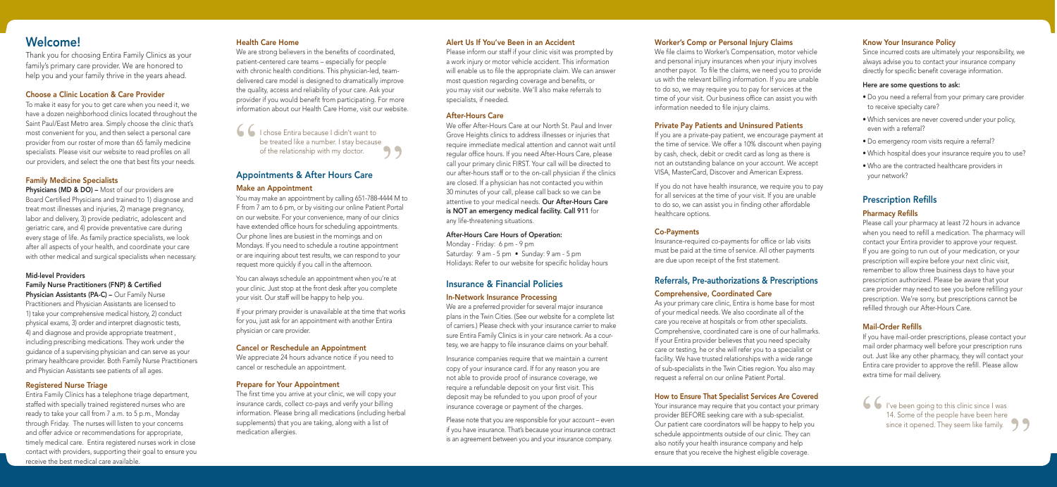# Welcome!

Thank you for choosing Entira Family Clinics as your family's primary care provider. We are honored to help you and your family thrive in the years ahead.

## Choose a Clinic Location & Care Provider

To make it easy for you to get care when you need it, we have a dozen neighborhood clinics located throughout the Saint Paul/East Metro area. Simply choose the clinic that's most convenient for you, and then select a personal care provider from our roster of more than 65 family medicine specialists. Please visit our website to read profiles on all our providers, and select the one that best fits your needs.

## Family Medicine Specialists

**Physicians (MD & DO) –** Most of our providers are Board Certified Physicians and trained to 1) diagnose and treat most illnesses and injuries, 2) manage pregnancy, labor and delivery, 3) provide pediatric, adolescent and geriatric care, and 4) provide preventative care during every stage of life. As family practice specialists, we look after all aspects of your health, and coordinate your care with other medical and surgical specialists when necessary.

**Mid-level Providers**

**Family Nurse Practitioners (FNP) & Certified Physician Assistants (PA-C) –** Our Family Nurse Practitioners and Physician Assistants are licensed to 1) take your comprehensive medical history, 2) conduct physical exams, 3) order and interpret diagnostic tests, 4) and diagnose and provide appropriate treatment , including prescribing medications. They work under the guidance of a supervising physician and can serve as your primary healthcare provider. Both Family Nurse Practitioners and Physician Assistants see patients of all ages.

## Registered Nurse Triage

Entira Family Clinics has a telephone triage department, staffed with specially trained registered nurses who are ready to take your call from 7 a.m. to 5 p.m., Monday through Friday. The nurses will listen to your concerns and offer advice or recommendations for appropriate, timely medical care. Entira registered nurses work in close contact with providers, supporting their goal to ensure you receive the best medical care available.

## Health Care Home

We are strong believers in the benefits of coordinated, patient-centered care teams – especially for people with chronic health conditions. This physician-led, team-delivered care model is designed to dramatically improve the quality, access and reliability of your care. Ask your provider if you would benefit from participating. For more information about our Health Care Home, visit our website.

> "I chose Entira because I didn't want to be treated like a number. I stay because of the relationship with my doctor."

# Appointments & After Hours Care

## Make an Appointment

You may make an appointment by calling 651-788-4444 M to F from 7 am to 6 pm, or by visiting our online Patient Portal on our website. For your convenience, many of our clinics have extended office hours for scheduling appointments. Our phone lines are busiest in the mornings and on Mondays. If you need to schedule a routine appointment or are inquiring about test results, we can respond to your request more quickly if you call in the afternoon.

You can always schedule an appointment when you're at your clinic. Just stop at the front desk after you complete your visit. Our staff will be happy to help you.

If your primary provider is unavailable at the time that works for you, just ask for an appointment with another Entira physician or care provider.

## Cancel or Reschedule an Appointment

We appreciate 24 hours advance notice if you need to cancel or reschedule an appointment.

## Prepare for Your Appointment

The first time you arrive at your clinic, we will copy your insurance cards, collect co-pays and verify your billing information. Please bring all medications (including herbal supplements) that you are taking, along with a list of medication allergies.

## Alert Us If You've Been in an Accident

Please inform our staff if your clinic visit was prompted by a work injury or motor vehicle accident. This information will enable us to file the appropriate claim. We can answer most question regarding coverage and benefits, or you may visit our website. We'll also make referrals to specialists, if needed.

## After-Hours Care

We offer After-Hours Care at our North St. Paul and Inver Grove Heights clinics to address illnesses or injuries that require immediate medical attention and cannot wait until regular office hours. If you need After-Hours Care, please call your primary clinic FIRST. Your call will be directed to our after-hours staff or to the on-call physician if the clinics are closed. If a physician has not contacted you within 30 minutes of your call, please call back so we can be attentive to your medical needs. **Our After-Hours Care is NOT an emergency medical facility. Call 911** for any life-threatening situations.

**After-Hours Care Hours of Operation:**

Monday - Friday: 6 pm - 9 pm
Saturday: 9 am - 5 pm • Sunday: 9 am - 5 pm
Holidays: Refer to our website for specific holiday hours

# Insurance & Financial Policies

## In-Network Insurance Processing

We are a preferred provider for several major insurance plans in the Twin Cities. (See our website for a complete list of carriers.) Please check with your insurance carrier to make sure Entira Family Clinics is in your care network. As a courtesy, we are happy to file insurance claims on your behalf.

Insurance companies require that we maintain a current copy of your insurance card. If for any reason you are not able to provide proof of insurance coverage, we require a refundable deposit on your first visit. This deposit may be refunded to you upon proof of your insurance coverage or payment of the charges.

Please note that you are responsible for your account – even if you have insurance. That's because your insurance contract is an agreement between you and your insurance company.

## Worker's Comp or Personal Injury Claims

We file claims to Worker's Compensation, motor vehicle and personal injury insurances when your injury involves another payor. To file the claims, we need you to provide us with the relevant billing information. If you are unable to do so, we may require you to pay for services at the time of your visit. Our business office can assist you with information needed to file injury claims.

## Private Pay Patients and Uninsured Patients

If you are a private-pay patient, we encourage payment at the time of service. We offer a 10% discount when paying by cash, check, debit or credit card as long as there is not an outstanding balance on your account. We accept VISA, MasterCard, Discover and American Express.

If you do not have health insurance, we require you to pay for all services at the time of your visit. If you are unable to do so, we can assist you in finding other affordable healthcare options.

## Co-Payments

Insurance-required co-payments for office or lab visits must be paid at the time of service. All other payments are due upon receipt of the first statement.

# Referrals, Pre-authorizations & Prescriptions

## Comprehensive, Coordinated Care

As your primary care clinic, Entira is home base for most of your medical needs. We also coordinate all of the care you receive at hospitals or from other specialists. Comprehensive, coordinated care is one of our hallmarks. If your Entira provider believes that you need specialty care or testing, he or she will refer you to a specialist or facility. We have trusted relationships with a wide range of sub-specialists in the Twin Cities region. You also may request a referral on our online Patient Portal.

## How to Ensure That Specialist Services Are Covered

Your insurance may require that you contact your primary provider BEFORE seeking care with a sub-specialist. Our patient care coordinators will be happy to help you schedule appointments outside of our clinic. They can also notify your health insurance company and help ensure that you receive the highest eligible coverage.

## Know Your Insurance Policy

Since incurred costs are ultimately your responsibility, we always advise you to contact your insurance company directly for specific benefit coverage information.

**Here are some questions to ask:**

- Do you need a referral from your primary care provider to receive specialty care?
- Which services are never covered under your policy, even with a referral?
- Do emergency room visits require a referral?
- Which hospital does your insurance require you to use?
- Who are the contracted healthcare providers in your network?

# Prescription Refills

## Pharmacy Refills

Please call your pharmacy at least 72 hours in advance when you need to refill a medication. The pharmacy will contact your Entira provider to approve your request. If you are going to run out of your medication, or your prescription will expire before your next clinic visit, remember to allow three business days to have your prescription authorized. Please be aware that your care provider may need to see you before refilling your prescription. We're sorry, but prescriptions cannot be refilled through our After-Hours Care.

## Mail-Order Refills

If you have mail-order prescriptions, please contact your mail order pharmacy well before your prescription runs out. Just like any other pharmacy, they will contact your Entira care provider to approve the refill. Please allow extra time for mail delivery.

> "I've been going to this clinic since I was 14. Some of the people have been here since it opened. They seem like family."